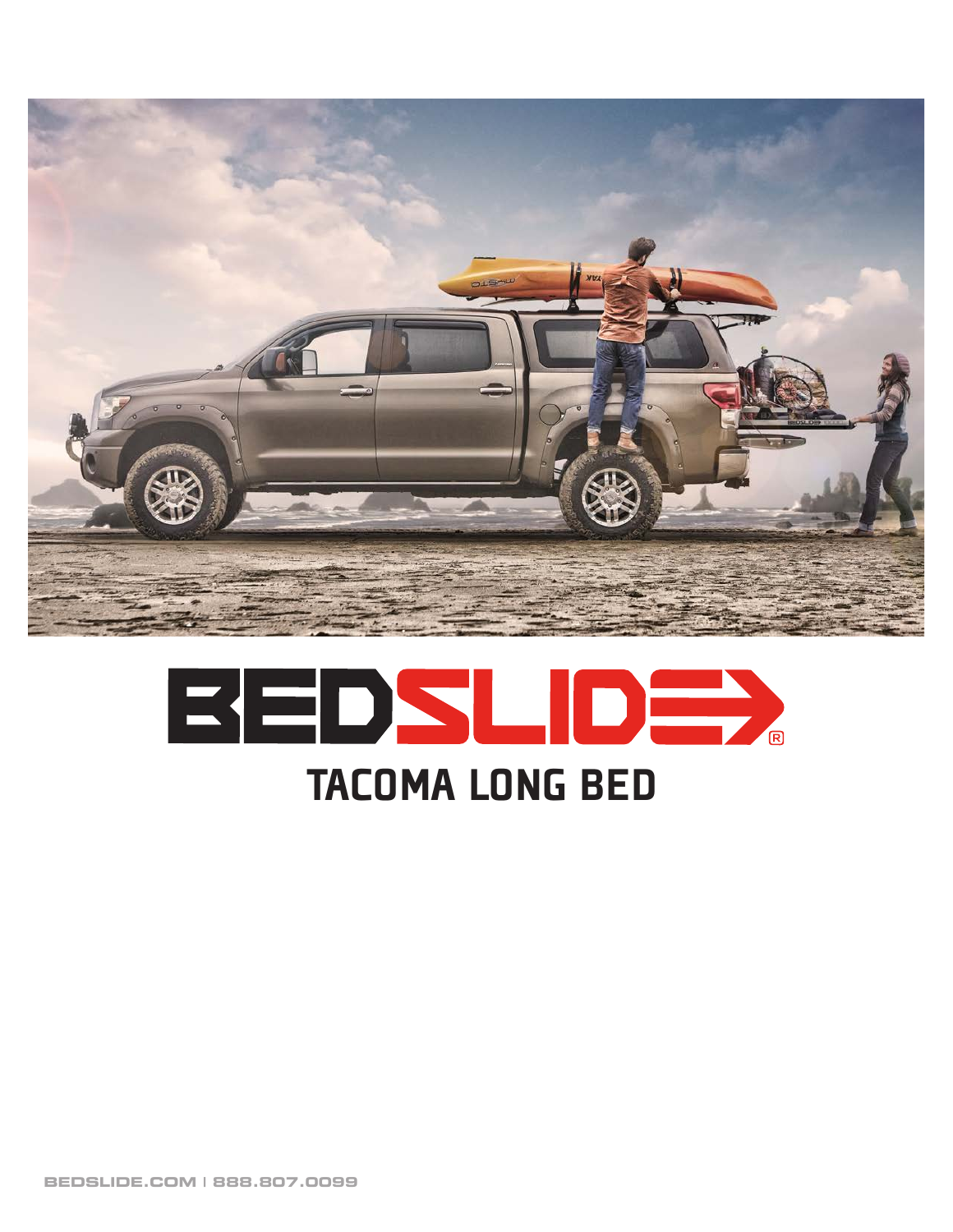# BEDSLIDE®

## TACOMA LONG BED

BEDSLIDE.COM | 888.807.0099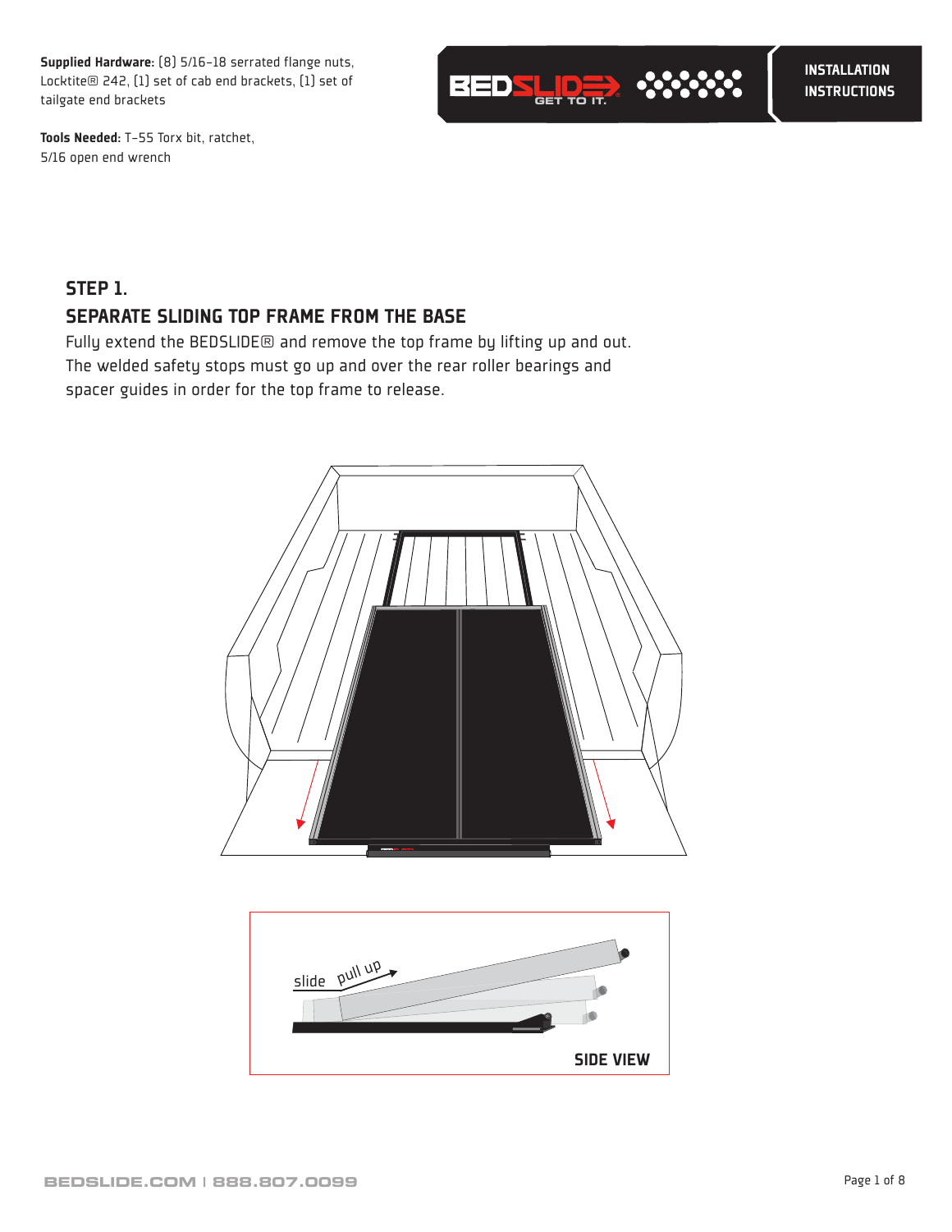**Supplied Hardware:** (8) 5/16-18 serrated flange nuts, Locktite® 242, (1) set of cab end brackets, (1) set of tailgate end brackets

**Tools Needed:** T-55 Torx bit, ratchet, 5/16 open end wrench

INSTALLATION INSTRUCTIONS

## STEP 1.

## SEPARATE SLIDING TOP FRAME FROM THE BASE

Fully extend the BEDSLIDE® and remove the top frame by lifting up and out. The welded safety stops must go up and over the rear roller bearings and spacer guides in order for the top frame to release.

slide pull up

SIDE VIEW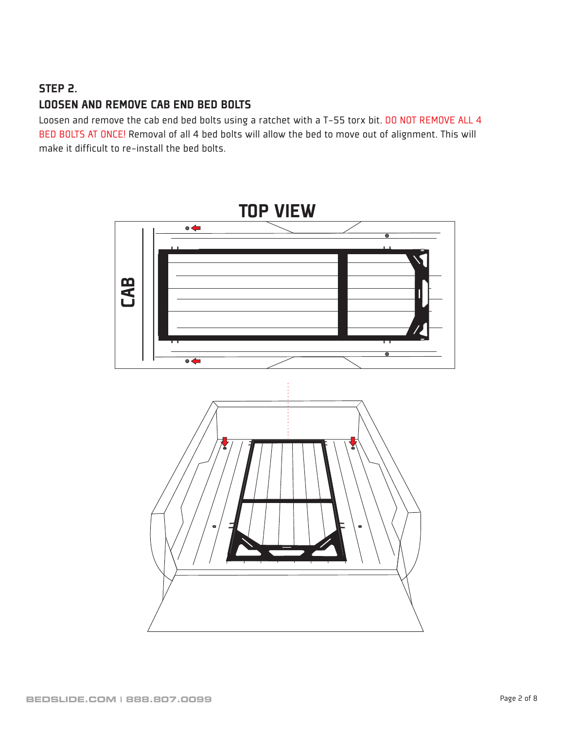### STEP 2.
### LOOSEN AND REMOVE CAB END BED BOLTS

Loosen and remove the cab end bed bolts using a ratchet with a T-55 torx bit. DO NOT REMOVE ALL 4 BED BOLTS AT ONCE! Removal of all 4 bed bolts will allow the bed to move out of alignment. This will make it difficult to re-install the bed bolts.

TOP VIEW

CAB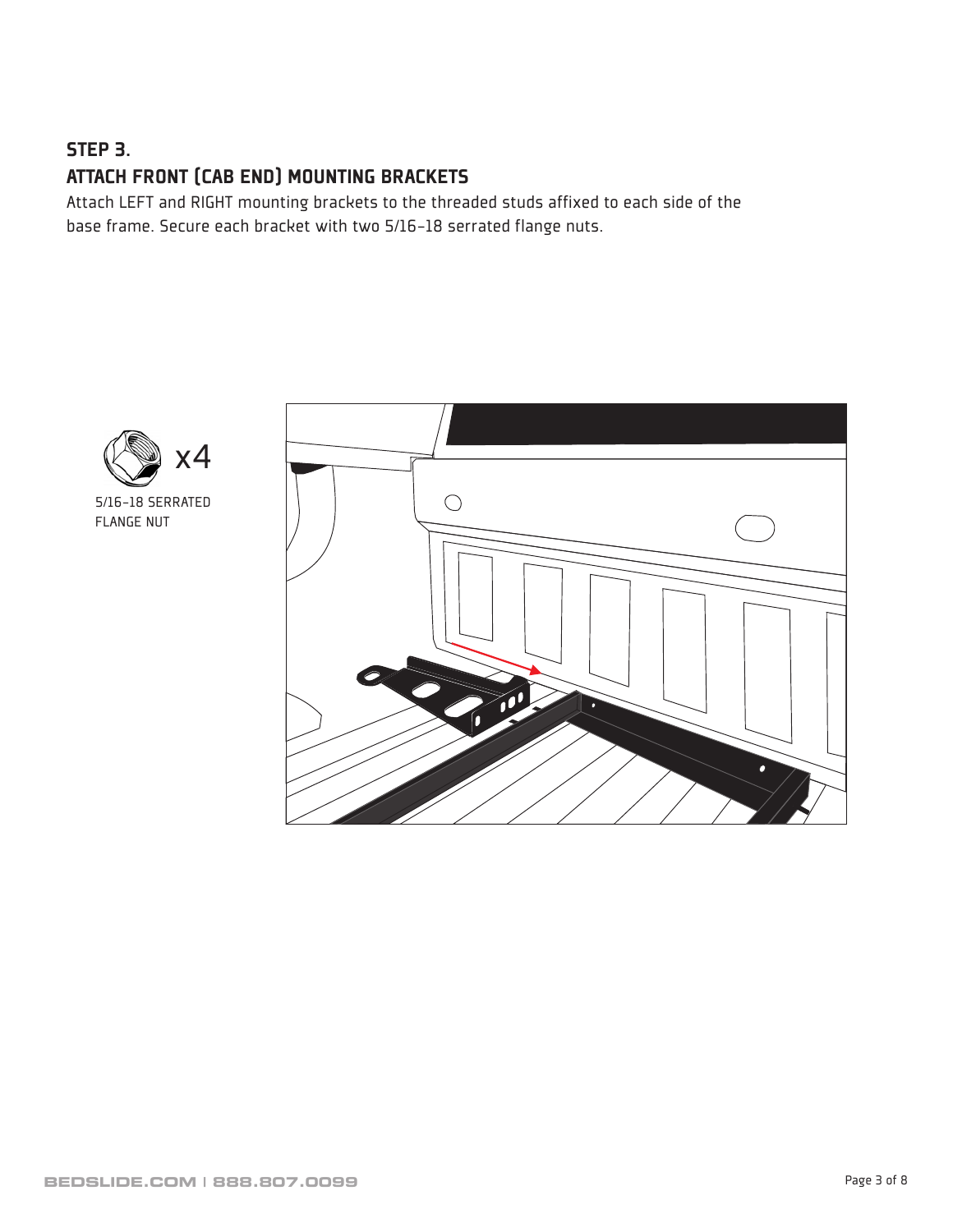## STEP 3.

## ATTACH FRONT (CAB END) MOUNTING BRACKETS

Attach LEFT and RIGHT mounting brackets to the threaded studs affixed to each side of the base frame. Secure each bracket with two 5/16-18 serrated flange nuts.

x4

5/16-18 SERRATED FLANGE NUT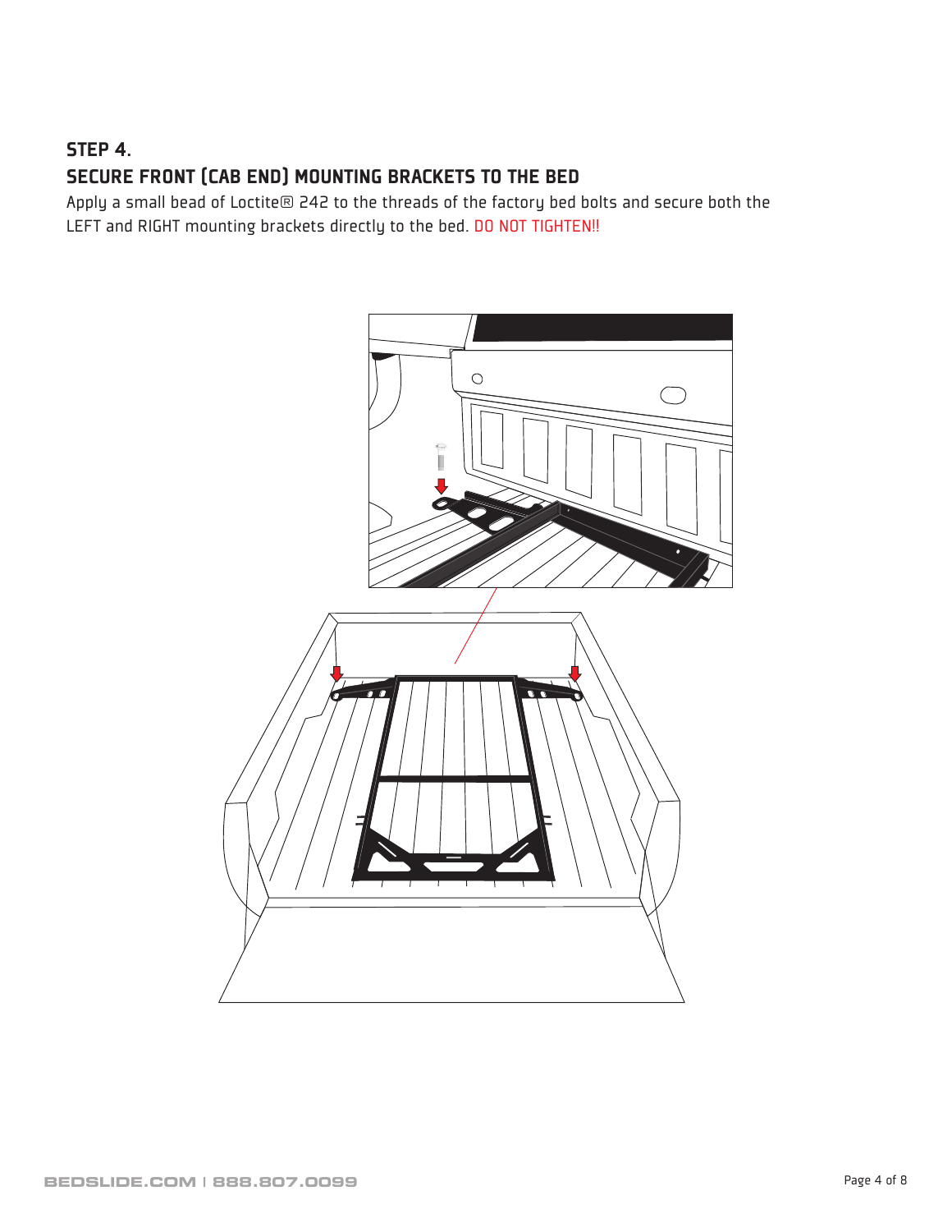## STEP 4.
## SECURE FRONT (CAB END) MOUNTING BRACKETS TO THE BED

Apply a small bead of Loctite® 242 to the threads of the factory bed bolts and secure both the LEFT and RIGHT mounting brackets directly to the bed. DO NOT TIGHTEN!!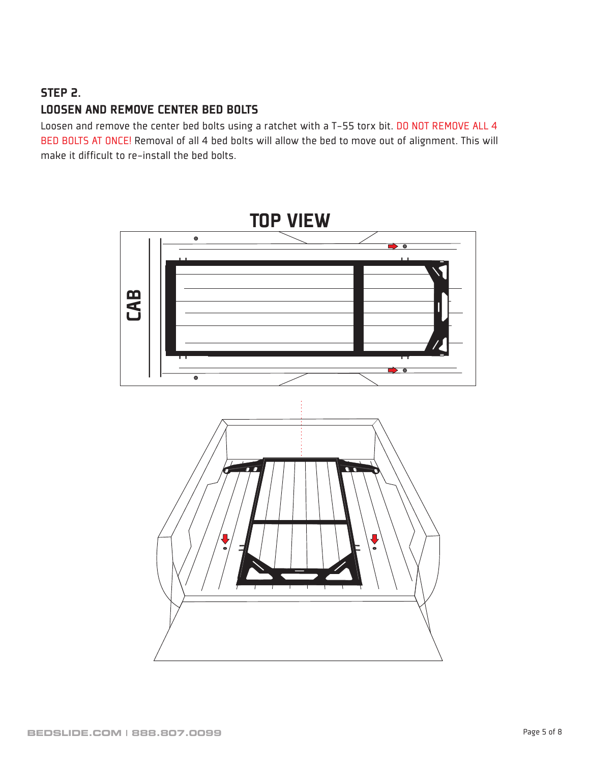### STEP 2.
### LOOSEN AND REMOVE CENTER BED BOLTS

Loosen and remove the center bed bolts using a ratchet with a T-55 torx bit. DO NOT REMOVE ALL 4 BED BOLTS AT ONCE! Removal of all 4 bed bolts will allow the bed to move out of alignment. This will make it difficult to re-install the bed bolts.

TOP VIEW

CAB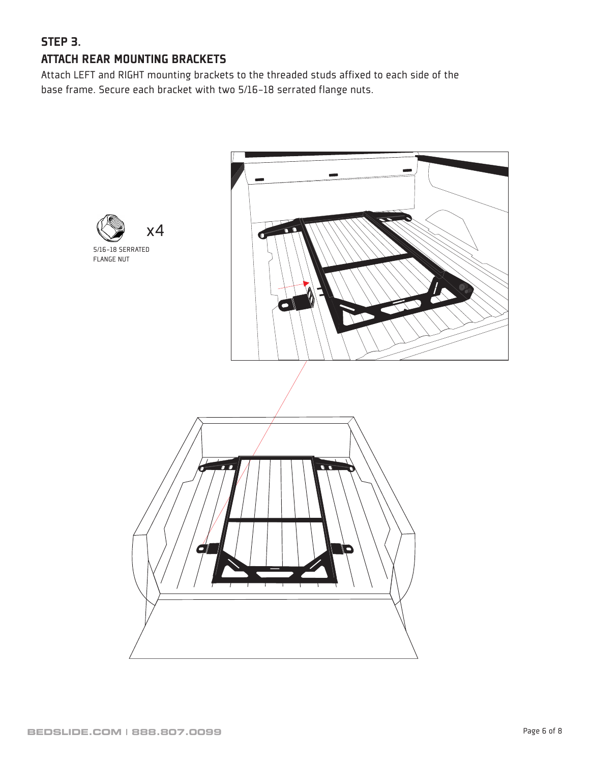## STEP 3.

## ATTACH REAR MOUNTING BRACKETS

Attach LEFT and RIGHT mounting brackets to the threaded studs affixed to each side of the base frame. Secure each bracket with two 5/16-18 serrated flange nuts.

x4

5/16-18 SERRATED FLANGE NUT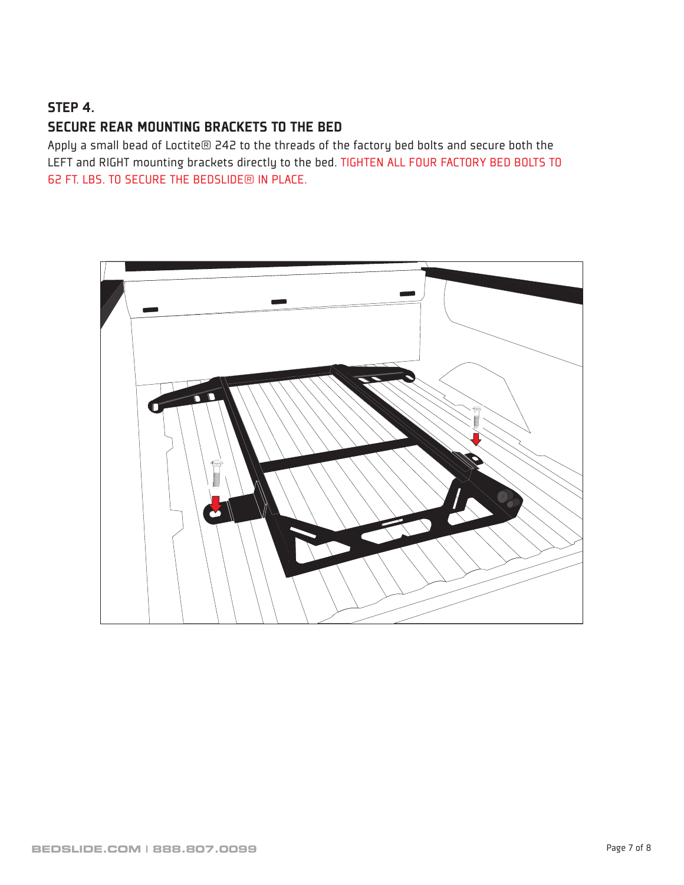## STEP 4.
## SECURE REAR MOUNTING BRACKETS TO THE BED

Apply a small bead of Loctite® 242 to the threads of the factory bed bolts and secure both the LEFT and RIGHT mounting brackets directly to the bed. TIGHTEN ALL FOUR FACTORY BED BOLTS TO 62 FT. LBS. TO SECURE THE BEDSLIDE® IN PLACE.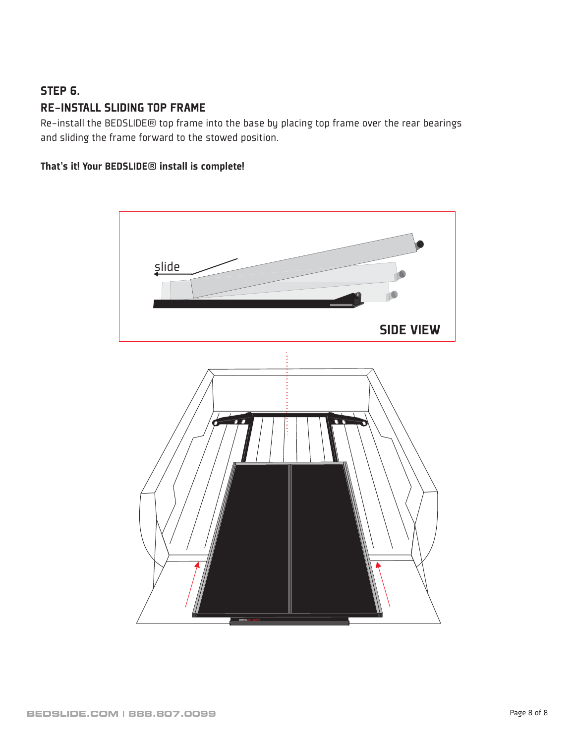## STEP 6.

## RE-INSTALL SLIDING TOP FRAME

Re-install the BEDSLIDE® top frame into the base by placing top frame over the rear bearings and sliding the frame forward to the stowed position.

**That's it! Your BEDSLIDE® install is complete!**

slide

SIDE VIEW